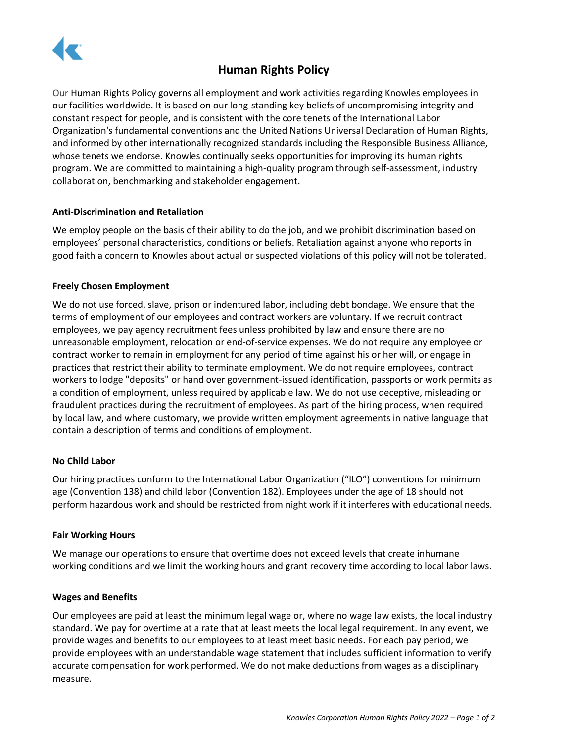# Human Rights Policy

Our Human Rights Policy governs all employment and work activities regarding Knowles employees in our facilities worldwide. It is based on our long-standing key beliefs of uncompromising integrity and constant respect for people, and is consistent with the core tenets of the International Labor Organization's fundamental conventions and the United Nations Universal Declaration of Human Rights, and informed by other internationally recognized standards including the Responsible Business Alliance, whose tenets we endorse. Knowles continually seeks opportunities for improving its human rights program. We are committed to maintaining a high-quality program through self-assessment, industry collaboration, benchmarking and stakeholder engagement.

**Anti-Discrimination and Retaliation**

We employ people on the basis of their ability to do the job, and we prohibit discrimination based on employees' personal characteristics, conditions or beliefs. Retaliation against anyone who reports in good faith a concern to Knowles about actual or suspected violations of this policy will not be tolerated.

**Freely Chosen Employment**

We do not use forced, slave, prison or indentured labor, including debt bondage. We ensure that the terms of employment of our employees and contract workers are voluntary. If we recruit contract employees, we pay agency recruitment fees unless prohibited by law and ensure there are no unreasonable employment, relocation or end-of-service expenses. We do not require any employee or contract worker to remain in employment for any period of time against his or her will, or engage in practices that restrict their ability to terminate employment. We do not require employees, contract workers to lodge "deposits" or hand over government-issued identification, passports or work permits as a condition of employment, unless required by applicable law. We do not use deceptive, misleading or fraudulent practices during the recruitment of employees. As part of the hiring process, when required by local law, and where customary, we provide written employment agreements in native language that contain a description of terms and conditions of employment.

**No Child Labor**

Our hiring practices conform to the International Labor Organization ("ILO") conventions for minimum age (Convention 138) and child labor (Convention 182). Employees under the age of 18 should not perform hazardous work and should be restricted from night work if it interferes with educational needs.

**Fair Working Hours**

We manage our operations to ensure that overtime does not exceed levels that create inhumane working conditions and we limit the working hours and grant recovery time according to local labor laws.

**Wages and Benefits**

Our employees are paid at least the minimum legal wage or, where no wage law exists, the local industry standard. We pay for overtime at a rate that at least meets the local legal requirement. In any event, we provide wages and benefits to our employees to at least meet basic needs. For each pay period, we provide employees with an understandable wage statement that includes sufficient information to verify accurate compensation for work performed. We do not make deductions from wages as a disciplinary measure.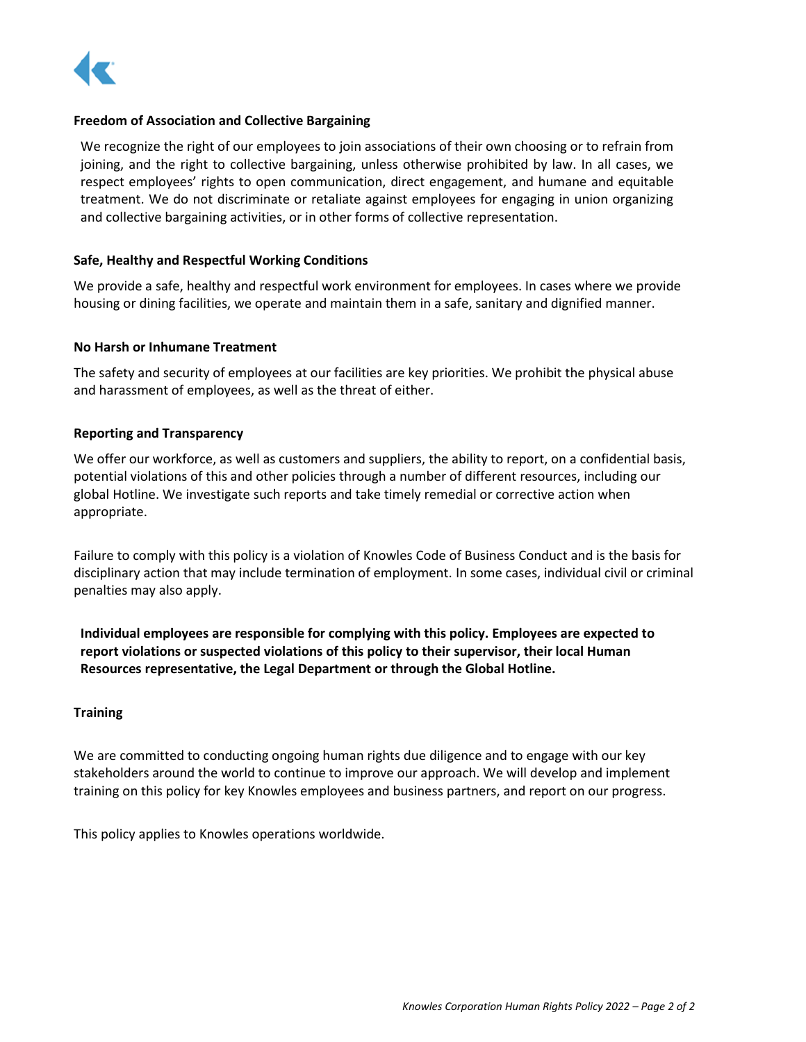**Freedom of Association and Collective Bargaining**

We recognize the right of our employees to join associations of their own choosing or to refrain from joining, and the right to collective bargaining, unless otherwise prohibited by law. In all cases, we respect employees' rights to open communication, direct engagement, and humane and equitable treatment. We do not discriminate or retaliate against employees for engaging in union organizing and collective bargaining activities, or in other forms of collective representation.

**Safe, Healthy and Respectful Working Conditions**

We provide a safe, healthy and respectful work environment for employees. In cases where we provide housing or dining facilities, we operate and maintain them in a safe, sanitary and dignified manner.

**No Harsh or Inhumane Treatment**

The safety and security of employees at our facilities are key priorities. We prohibit the physical abuse and harassment of employees, as well as the threat of either.

**Reporting and Transparency**

We offer our workforce, as well as customers and suppliers, the ability to report, on a confidential basis, potential violations of this and other policies through a number of different resources, including our global Hotline. We investigate such reports and take timely remedial or corrective action when appropriate.

Failure to comply with this policy is a violation of Knowles Code of Business Conduct and is the basis for disciplinary action that may include termination of employment. In some cases, individual civil or criminal penalties may also apply.

**Individual employees are responsible for complying with this policy. Employees are expected to report violations or suspected violations of this policy to their supervisor, their local Human Resources representative, the Legal Department or through the Global Hotline.**

**Training**

We are committed to conducting ongoing human rights due diligence and to engage with our key stakeholders around the world to continue to improve our approach. We will develop and implement training on this policy for key Knowles employees and business partners, and report on our progress.

This policy applies to Knowles operations worldwide.